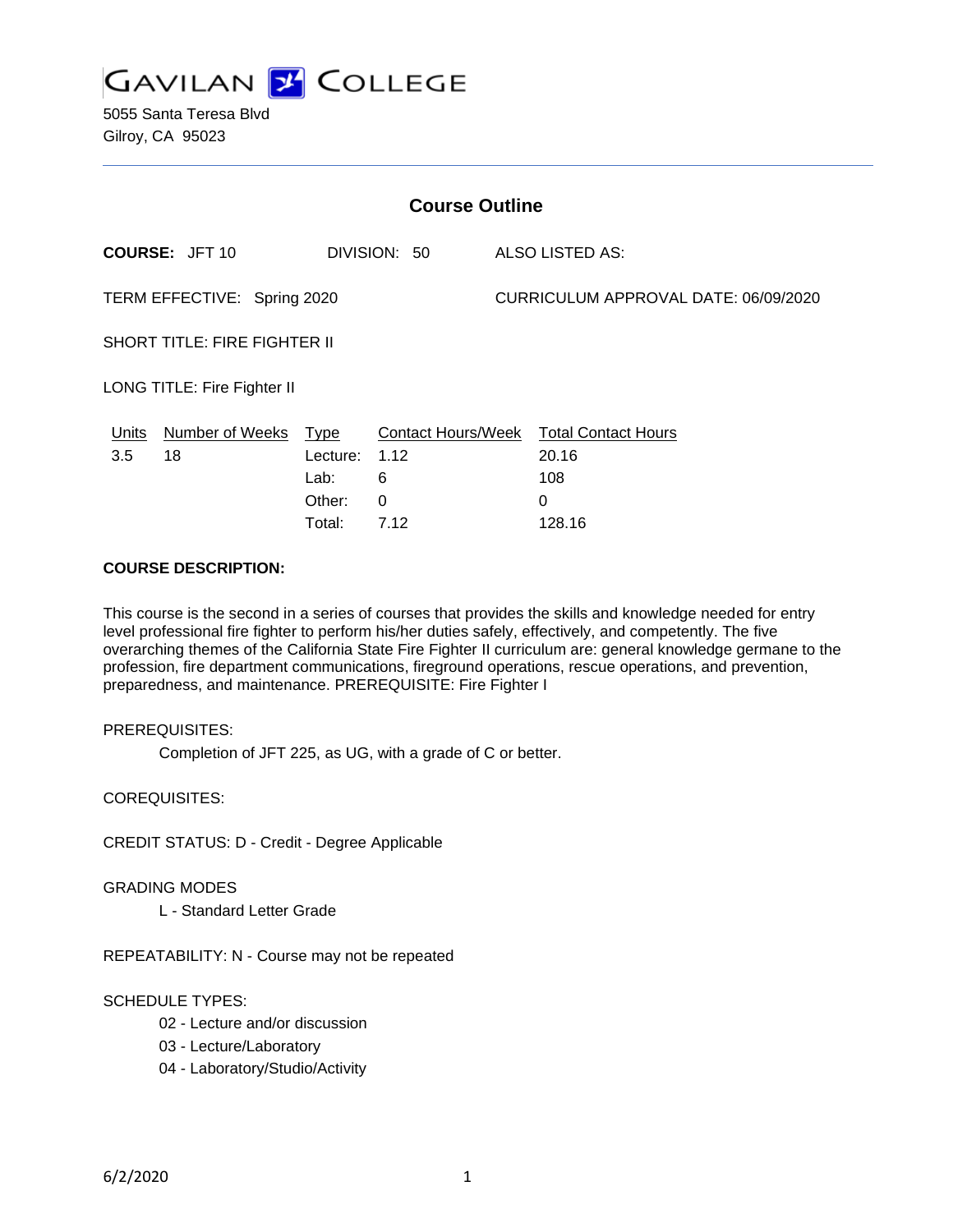# GAVILAN COLLEGE

5055 Santa Teresa Blvd
Gilroy, CA 95023

## Course Outline

**COURSE:** JFT 10 DIVISION: 50 ALSO LISTED AS:

TERM EFFECTIVE: Spring 2020 CURRICULUM APPROVAL DATE: 06/09/2020

SHORT TITLE: FIRE FIGHTER II

LONG TITLE: Fire Fighter II

| Units | Number of Weeks | Type | Contact Hours/Week | Total Contact Hours |
|---|---|---|---|---|
| 3.5 | 18 | Lecture: | 1.12 | 20.16 |
| | | Lab: | 6 | 108 |
| | | Other: | 0 | 0 |
| | | Total: | 7.12 | 128.16 |

**COURSE DESCRIPTION:**

This course is the second in a series of courses that provides the skills and knowledge needed for entry level professional fire fighter to perform his/her duties safely, effectively, and competently. The five overarching themes of the California State Fire Fighter II curriculum are: general knowledge germane to the profession, fire department communications, fireground operations, rescue operations, and prevention, preparedness, and maintenance. PREREQUISITE: Fire Fighter I

PREREQUISITES:

Completion of JFT 225, as UG, with a grade of C or better.

COREQUISITES:

CREDIT STATUS: D - Credit - Degree Applicable

GRADING MODES

L - Standard Letter Grade

REPEATABILITY: N - Course may not be repeated

SCHEDULE TYPES:

02 - Lecture and/or discussion
03 - Lecture/Laboratory
04 - Laboratory/Studio/Activity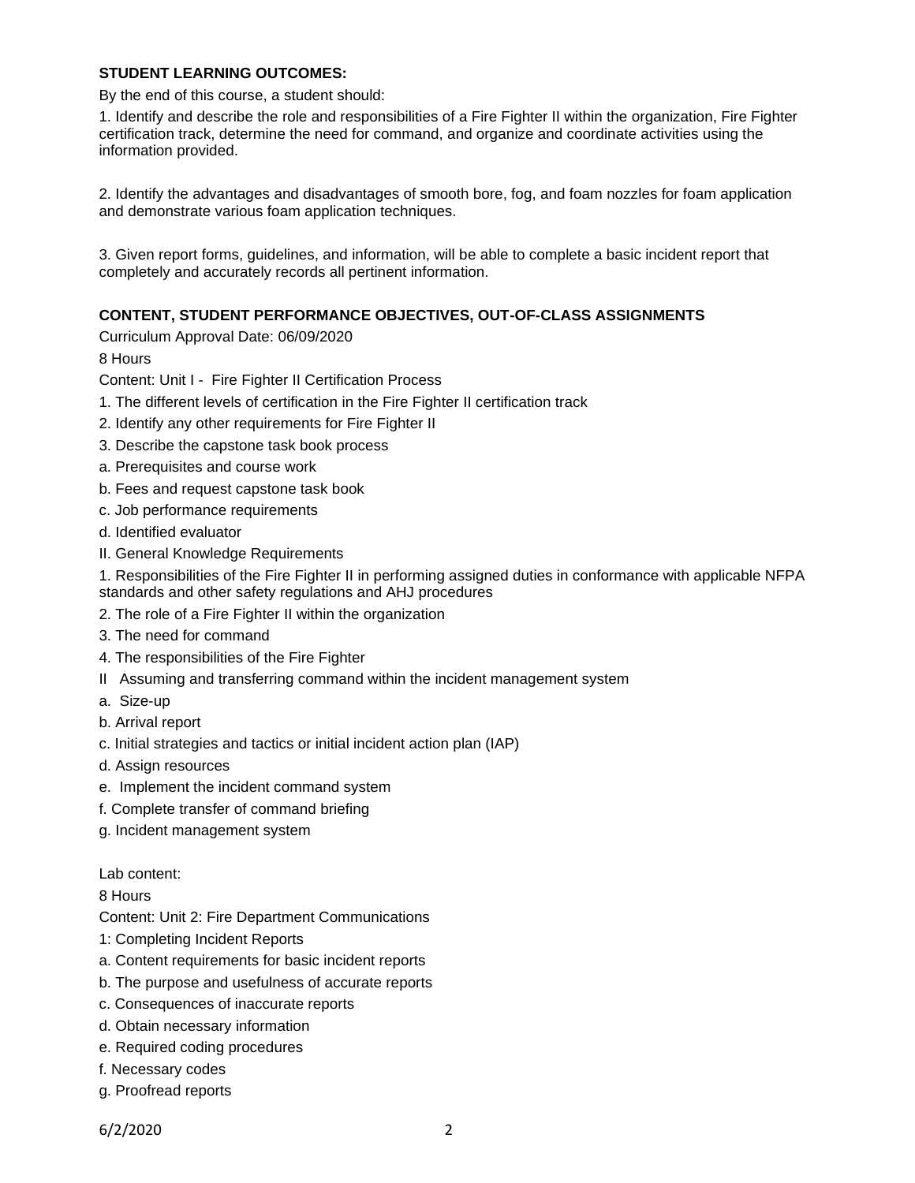**STUDENT LEARNING OUTCOMES:**

By the end of this course, a student should:

1. Identify and describe the role and responsibilities of a Fire Fighter II within the organization, Fire Fighter certification track, determine the need for command, and organize and coordinate activities using the information provided.

2. Identify the advantages and disadvantages of smooth bore, fog, and foam nozzles for foam application and demonstrate various foam application techniques.

3. Given report forms, guidelines, and information, will be able to complete a basic incident report that completely and accurately records all pertinent information.

**CONTENT, STUDENT PERFORMANCE OBJECTIVES, OUT-OF-CLASS ASSIGNMENTS**

Curriculum Approval Date: 06/09/2020

8 Hours

Content: Unit I - Fire Fighter II Certification Process

1. The different levels of certification in the Fire Fighter II certification track
2. Identify any other requirements for Fire Fighter II
3. Describe the capstone task book process

a. Prerequisites and course work

b. Fees and request capstone task book

c. Job performance requirements

d. Identified evaluator

II. General Knowledge Requirements

1. Responsibilities of the Fire Fighter II in performing assigned duties in conformance with applicable NFPA standards and other safety regulations and AHJ procedures
2. The role of a Fire Fighter II within the organization
3. The need for command
4. The responsibilities of the Fire Fighter

II Assuming and transferring command within the incident management system

a. Size-up

b. Arrival report

c. Initial strategies and tactics or initial incident action plan (IAP)

d. Assign resources

e. Implement the incident command system

f. Complete transfer of command briefing

g. Incident management system

Lab content:

8 Hours

Content: Unit 2: Fire Department Communications

1: Completing Incident Reports

a. Content requirements for basic incident reports

b. The purpose and usefulness of accurate reports

c. Consequences of inaccurate reports

d. Obtain necessary information

e. Required coding procedures

f. Necessary codes

g. Proofread reports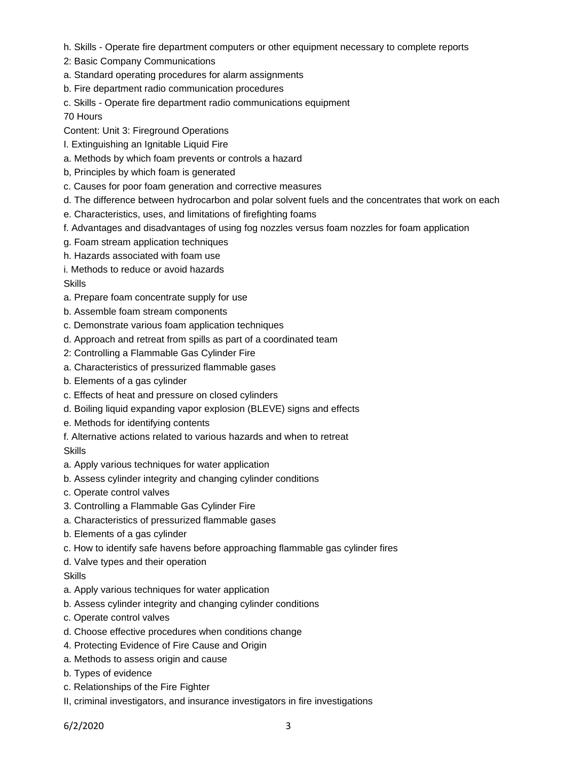h. Skills - Operate fire department computers or other equipment necessary to complete reports

2: Basic Company Communications

a. Standard operating procedures for alarm assignments

b. Fire department radio communication procedures

c. Skills - Operate fire department radio communications equipment

70 Hours

Content: Unit 3: Fireground Operations

I. Extinguishing an Ignitable Liquid Fire

a. Methods by which foam prevents or controls a hazard

b, Principles by which foam is generated

c. Causes for poor foam generation and corrective measures

d. The difference between hydrocarbon and polar solvent fuels and the concentrates that work on each

e. Characteristics, uses, and limitations of firefighting foams

f. Advantages and disadvantages of using fog nozzles versus foam nozzles for foam application

g. Foam stream application techniques

h. Hazards associated with foam use

i. Methods to reduce or avoid hazards

Skills

a. Prepare foam concentrate supply for use

b. Assemble foam stream components

c. Demonstrate various foam application techniques

d. Approach and retreat from spills as part of a coordinated team

2: Controlling a Flammable Gas Cylinder Fire

a. Characteristics of pressurized flammable gases

b. Elements of a gas cylinder

c. Effects of heat and pressure on closed cylinders

d. Boiling liquid expanding vapor explosion (BLEVE) signs and effects

e. Methods for identifying contents

f. Alternative actions related to various hazards and when to retreat

Skills

a. Apply various techniques for water application

b. Assess cylinder integrity and changing cylinder conditions

c. Operate control valves

3. Controlling a Flammable Gas Cylinder Fire

a. Characteristics of pressurized flammable gases

b. Elements of a gas cylinder

c. How to identify safe havens before approaching flammable gas cylinder fires

d. Valve types and their operation

Skills

a. Apply various techniques for water application

b. Assess cylinder integrity and changing cylinder conditions

c. Operate control valves

d. Choose effective procedures when conditions change

4. Protecting Evidence of Fire Cause and Origin

a. Methods to assess origin and cause

b. Types of evidence

c. Relationships of the Fire Fighter

II, criminal investigators, and insurance investigators in fire investigations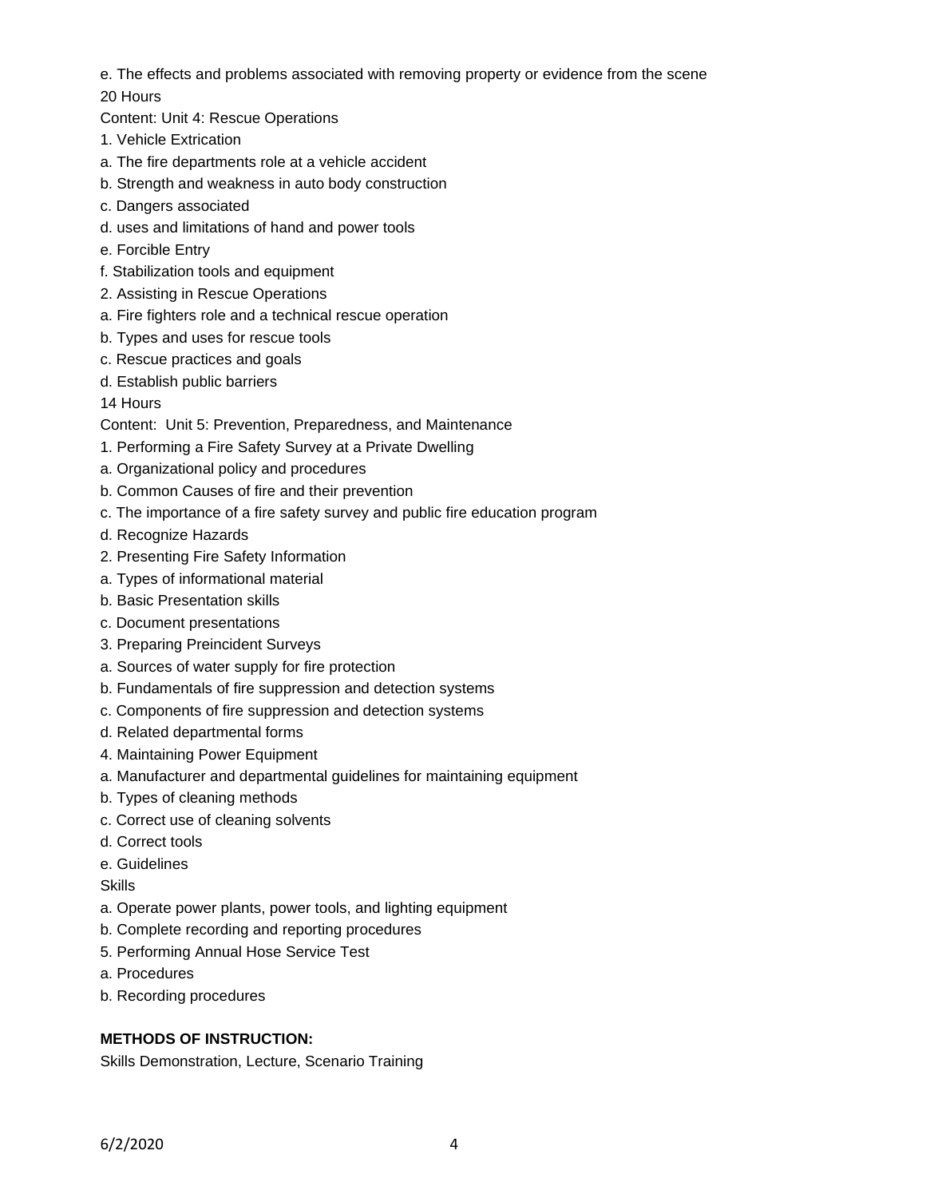e. The effects and problems associated with removing property or evidence from the scene

20 Hours

Content: Unit 4: Rescue Operations

1. Vehicle Extrication

a. The fire departments role at a vehicle accident

b. Strength and weakness in auto body construction

c. Dangers associated

d. uses and limitations of hand and power tools

e. Forcible Entry

f. Stabilization tools and equipment

2. Assisting in Rescue Operations

a. Fire fighters role and a technical rescue operation

b. Types and uses for rescue tools

c. Rescue practices and goals

d. Establish public barriers

14 Hours

Content: Unit 5: Prevention, Preparedness, and Maintenance

1. Performing a Fire Safety Survey at a Private Dwelling

a. Organizational policy and procedures

b. Common Causes of fire and their prevention

c. The importance of a fire safety survey and public fire education program

d. Recognize Hazards

2. Presenting Fire Safety Information

a. Types of informational material

b. Basic Presentation skills

c. Document presentations

3. Preparing Preincident Surveys

a. Sources of water supply for fire protection

b. Fundamentals of fire suppression and detection systems

c. Components of fire suppression and detection systems

d. Related departmental forms

4. Maintaining Power Equipment

a. Manufacturer and departmental guidelines for maintaining equipment

b. Types of cleaning methods

c. Correct use of cleaning solvents

d. Correct tools

e. Guidelines

Skills

a. Operate power plants, power tools, and lighting equipment

b. Complete recording and reporting procedures

5. Performing Annual Hose Service Test

a. Procedures

b. Recording procedures

**METHODS OF INSTRUCTION:**

Skills Demonstration, Lecture, Scenario Training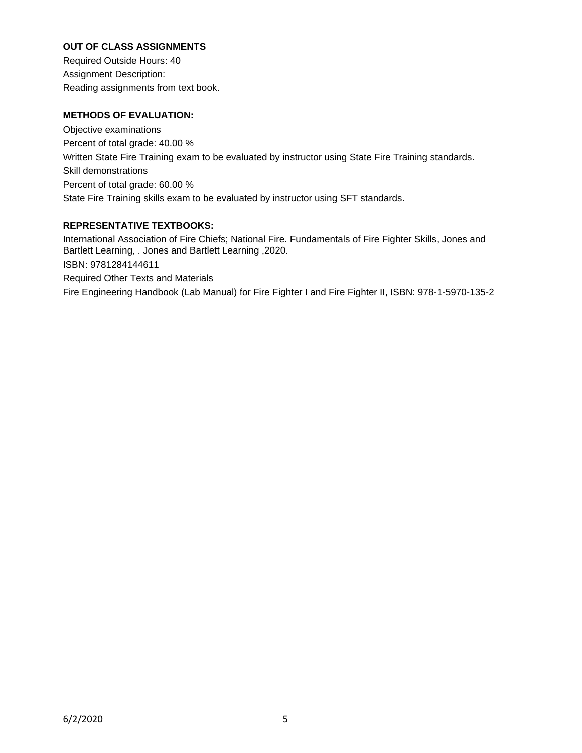**OUT OF CLASS ASSIGNMENTS**

Required Outside Hours: 40

Assignment Description:

Reading assignments from text book.

**METHODS OF EVALUATION:**

Objective examinations

Percent of total grade: 40.00 %

Written State Fire Training exam to be evaluated by instructor using State Fire Training standards.

Skill demonstrations

Percent of total grade: 60.00 %

State Fire Training skills exam to be evaluated by instructor using SFT standards.

**REPRESENTATIVE TEXTBOOKS:**

International Association of Fire Chiefs; National Fire. Fundamentals of Fire Fighter Skills, Jones and Bartlett Learning, . Jones and Bartlett Learning ,2020.

ISBN: 9781284144611

Required Other Texts and Materials

Fire Engineering Handbook (Lab Manual) for Fire Fighter I and Fire Fighter II, ISBN: 978-1-5970-135-2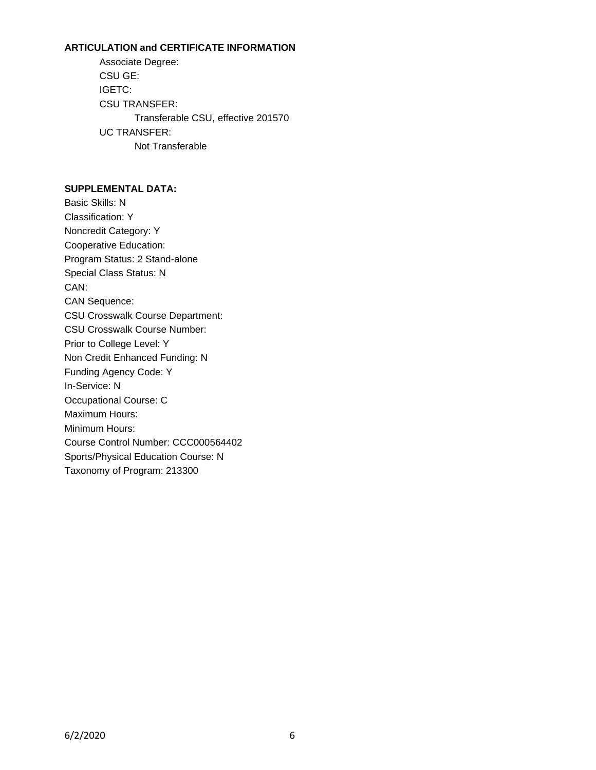**ARTICULATION and CERTIFICATE INFORMATION**

Associate Degree:
CSU GE:
IGETC:
CSU TRANSFER:
Transferable CSU, effective 201570
UC TRANSFER:
Not Transferable

**SUPPLEMENTAL DATA:**

Basic Skills: N
Classification: Y
Noncredit Category: Y
Cooperative Education:
Program Status: 2 Stand-alone
Special Class Status: N
CAN:
CAN Sequence:
CSU Crosswalk Course Department:
CSU Crosswalk Course Number:
Prior to College Level: Y
Non Credit Enhanced Funding: N
Funding Agency Code: Y
In-Service: N
Occupational Course: C
Maximum Hours:
Minimum Hours:
Course Control Number: CCC000564402
Sports/Physical Education Course: N
Taxonomy of Program: 213300

6/2/2020